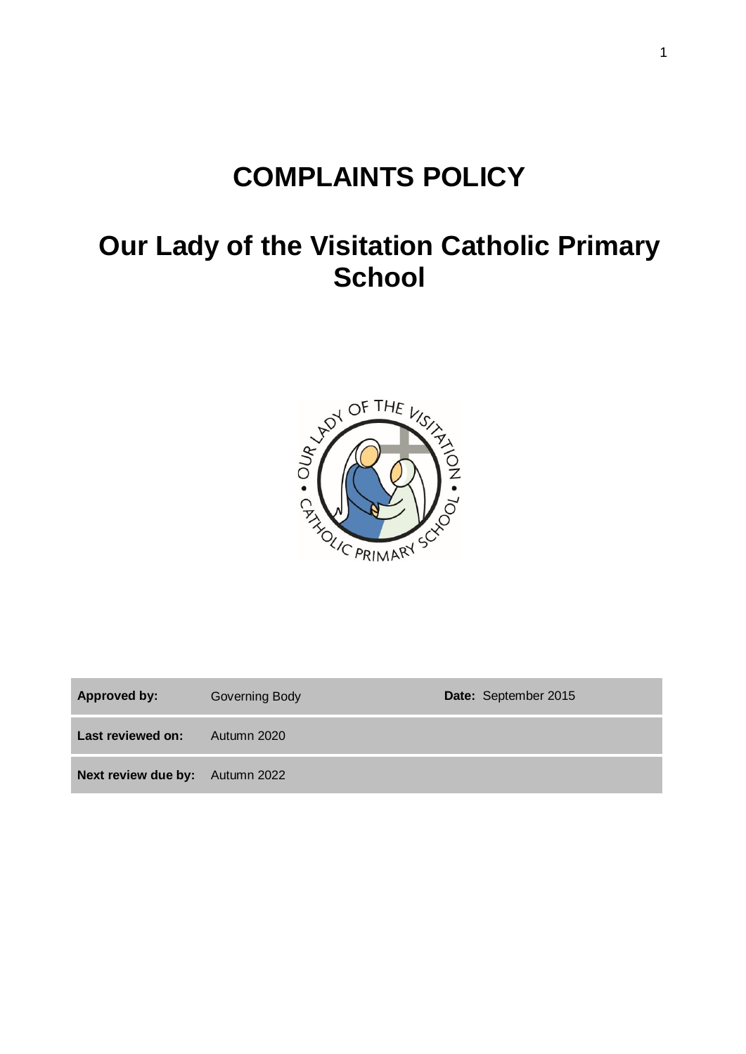# COMPLAINTS POLICY

# Our Lady of the Visitation Catholic Primary School

| | | | |
|---|---|---|---|
| **Approved by:** | Governing Body | **Date:** | September 2015 |
| **Last reviewed on:** | Autumn 2020 | | |
| **Next review due by:** | Autumn 2022 | | |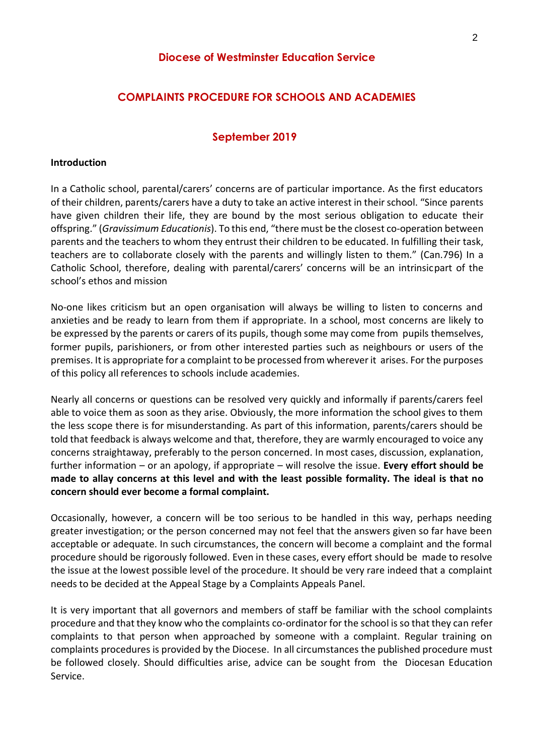# Diocese of Westminster Education Service

## COMPLAINTS PROCEDURE FOR SCHOOLS AND ACADEMIES

### September 2019

**Introduction**

In a Catholic school, parental/carers' concerns are of particular importance. As the first educators of their children, parents/carers have a duty to take an active interest in their school. "Since parents have given children their life, they are bound by the most serious obligation to educate their offspring." (*Gravissimum Educationis*). To this end, "there must be the closest co-operation between parents and the teachers to whom they entrust their children to be educated. In fulfilling their task, teachers are to collaborate closely with the parents and willingly listen to them." (Can.796) In a Catholic School, therefore, dealing with parental/carers' concerns will be an intrinsic part of the school's ethos and mission

No-one likes criticism but an open organisation will always be willing to listen to concerns and anxieties and be ready to learn from them if appropriate. In a school, most concerns are likely to be expressed by the parents or carers of its pupils, though some may come from pupils themselves, former pupils, parishioners, or from other interested parties such as neighbours or users of the premises. It is appropriate for a complaint to be processed from wherever it arises. For the purposes of this policy all references to schools include academies.

Nearly all concerns or questions can be resolved very quickly and informally if parents/carers feel able to voice them as soon as they arise. Obviously, the more information the school gives to them the less scope there is for misunderstanding. As part of this information, parents/carers should be told that feedback is always welcome and that, therefore, they are warmly encouraged to voice any concerns straightaway, preferably to the person concerned. In most cases, discussion, explanation, further information – or an apology, if appropriate – will resolve the issue. **Every effort should be made to allay concerns at this level and with the least possible formality. The ideal is that no concern should ever become a formal complaint.**

Occasionally, however, a concern will be too serious to be handled in this way, perhaps needing greater investigation; or the person concerned may not feel that the answers given so far have been acceptable or adequate. In such circumstances, the concern will become a complaint and the formal procedure should be rigorously followed. Even in these cases, every effort should be made to resolve the issue at the lowest possible level of the procedure. It should be very rare indeed that a complaint needs to be decided at the Appeal Stage by a Complaints Appeals Panel.

It is very important that all governors and members of staff be familiar with the school complaints procedure and that they know who the complaints co-ordinator for the school is so that they can refer complaints to that person when approached by someone with a complaint. Regular training on complaints procedures is provided by the Diocese. In all circumstances the published procedure must be followed closely. Should difficulties arise, advice can be sought from the Diocesan Education Service.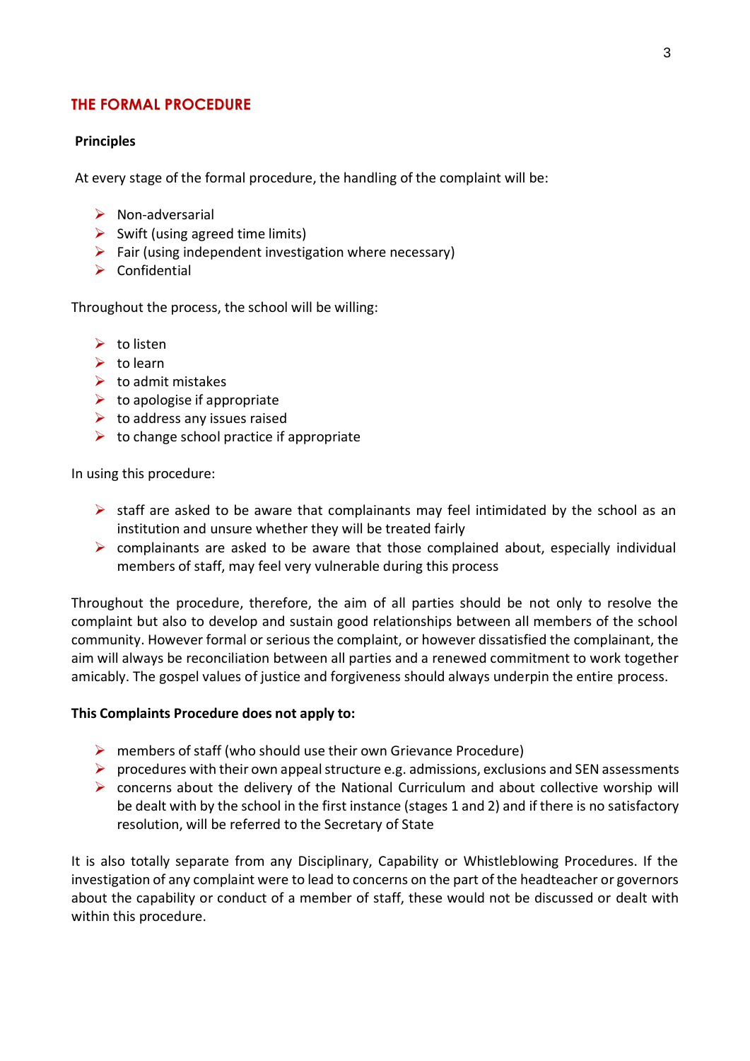## THE FORMAL PROCEDURE

**Principles**

At every stage of the formal procedure, the handling of the complaint will be:

- Non-adversarial
- Swift (using agreed time limits)
- Fair (using independent investigation where necessary)
- Confidential

Throughout the process, the school will be willing:

- to listen
- to learn
- to admit mistakes
- to apologise if appropriate
- to address any issues raised
- to change school practice if appropriate

In using this procedure:

- staff are asked to be aware that complainants may feel intimidated by the school as an institution and unsure whether they will be treated fairly
- complainants are asked to be aware that those complained about, especially individual members of staff, may feel very vulnerable during this process

Throughout the procedure, therefore, the aim of all parties should be not only to resolve the complaint but also to develop and sustain good relationships between all members of the school community. However formal or serious the complaint, or however dissatisfied the complainant, the aim will always be reconciliation between all parties and a renewed commitment to work together amicably. The gospel values of justice and forgiveness should always underpin the entire process.

**This Complaints Procedure does not apply to:**

- members of staff (who should use their own Grievance Procedure)
- procedures with their own appeal structure e.g. admissions, exclusions and SEN assessments
- concerns about the delivery of the National Curriculum and about collective worship will be dealt with by the school in the first instance (stages 1 and 2) and if there is no satisfactory resolution, will be referred to the Secretary of State

It is also totally separate from any Disciplinary, Capability or Whistleblowing Procedures. If the investigation of any complaint were to lead to concerns on the part of the headteacher or governors about the capability or conduct of a member of staff, these would not be discussed or dealt with within this procedure.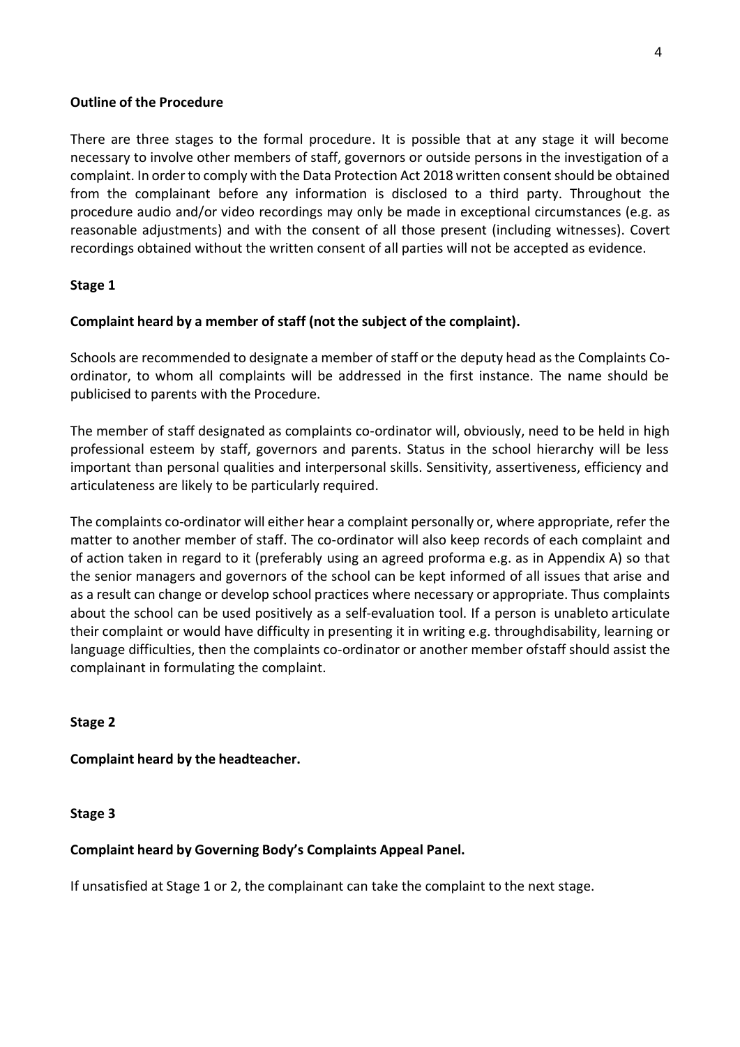**Outline of the Procedure**

There are three stages to the formal procedure. It is possible that at any stage it will become necessary to involve other members of staff, governors or outside persons in the investigation of a complaint. In order to comply with the Data Protection Act 2018 written consent should be obtained from the complainant before any information is disclosed to a third party. Throughout the procedure audio and/or video recordings may only be made in exceptional circumstances (e.g. as reasonable adjustments) and with the consent of all those present (including witnesses). Covert recordings obtained without the written consent of all parties will not be accepted as evidence.

**Stage 1**

**Complaint heard by a member of staff (not the subject of the complaint).**

Schools are recommended to designate a member of staff or the deputy head as the Complaints Co-ordinator, to whom all complaints will be addressed in the first instance. The name should be publicised to parents with the Procedure.

The member of staff designated as complaints co-ordinator will, obviously, need to be held in high professional esteem by staff, governors and parents. Status in the school hierarchy will be less important than personal qualities and interpersonal skills. Sensitivity, assertiveness, efficiency and articulateness are likely to be particularly required.

The complaints co-ordinator will either hear a complaint personally or, where appropriate, refer the matter to another member of staff. The co-ordinator will also keep records of each complaint and of action taken in regard to it (preferably using an agreed proforma e.g. as in Appendix A) so that the senior managers and governors of the school can be kept informed of all issues that arise and as a result can change or develop school practices where necessary or appropriate. Thus complaints about the school can be used positively as a self-evaluation tool. If a person is unableto articulate their complaint or would have difficulty in presenting it in writing e.g. throughdisability, learning or language difficulties, then the complaints co-ordinator or another member ofstaff should assist the complainant in formulating the complaint.

**Stage 2**

**Complaint heard by the headteacher.**

**Stage 3**

**Complaint heard by Governing Body's Complaints Appeal Panel.**

If unsatisfied at Stage 1 or 2, the complainant can take the complaint to the next stage.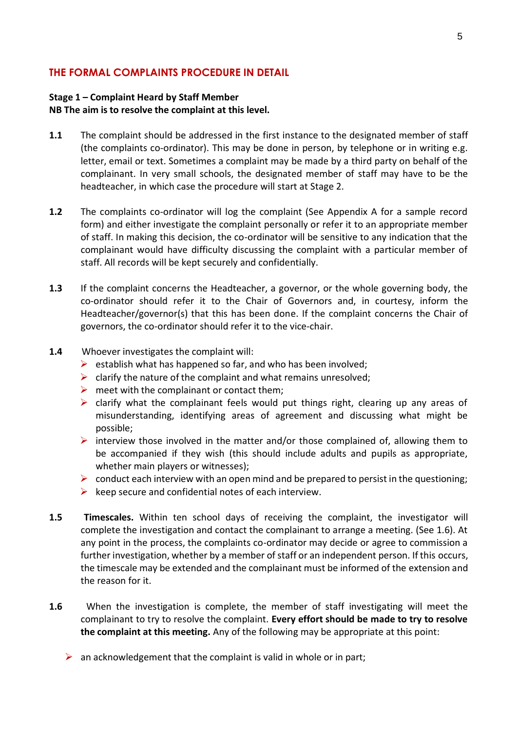## THE FORMAL COMPLAINTS PROCEDURE IN DETAIL

**Stage 1 – Complaint Heard by Staff Member**
**NB The aim is to resolve the complaint at this level.**

**1.1** The complaint should be addressed in the first instance to the designated member of staff (the complaints co-ordinator). This may be done in person, by telephone or in writing e.g. letter, email or text. Sometimes a complaint may be made by a third party on behalf of the complainant. In very small schools, the designated member of staff may have to be the headteacher, in which case the procedure will start at Stage 2.

**1.2** The complaints co-ordinator will log the complaint (See Appendix A for a sample record form) and either investigate the complaint personally or refer it to an appropriate member of staff. In making this decision, the co-ordinator will be sensitive to any indication that the complainant would have difficulty discussing the complaint with a particular member of staff. All records will be kept securely and confidentially.

**1.3** If the complaint concerns the Headteacher, a governor, or the whole governing body, the co-ordinator should refer it to the Chair of Governors and, in courtesy, inform the Headteacher/governor(s) that this has been done. If the complaint concerns the Chair of governors, the co-ordinator should refer it to the vice-chair.

**1.4** Whoever investigates the complaint will:

- establish what has happened so far, and who has been involved;
- clarify the nature of the complaint and what remains unresolved;
- meet with the complainant or contact them;
- clarify what the complainant feels would put things right, clearing up any areas of misunderstanding, identifying areas of agreement and discussing what might be possible;
- interview those involved in the matter and/or those complained of, allowing them to be accompanied if they wish (this should include adults and pupils as appropriate, whether main players or witnesses);
- conduct each interview with an open mind and be prepared to persist in the questioning;
- keep secure and confidential notes of each interview.

**1.5** **Timescales.** Within ten school days of receiving the complaint, the investigator will complete the investigation and contact the complainant to arrange a meeting. (See 1.6). At any point in the process, the complaints co-ordinator may decide or agree to commission a further investigation, whether by a member of staff or an independent person. If this occurs, the timescale may be extended and the complainant must be informed of the extension and the reason for it.

**1.6** When the investigation is complete, the member of staff investigating will meet the complainant to try to resolve the complaint. **Every effort should be made to try to resolve the complaint at this meeting.** Any of the following may be appropriate at this point:

- an acknowledgement that the complaint is valid in whole or in part;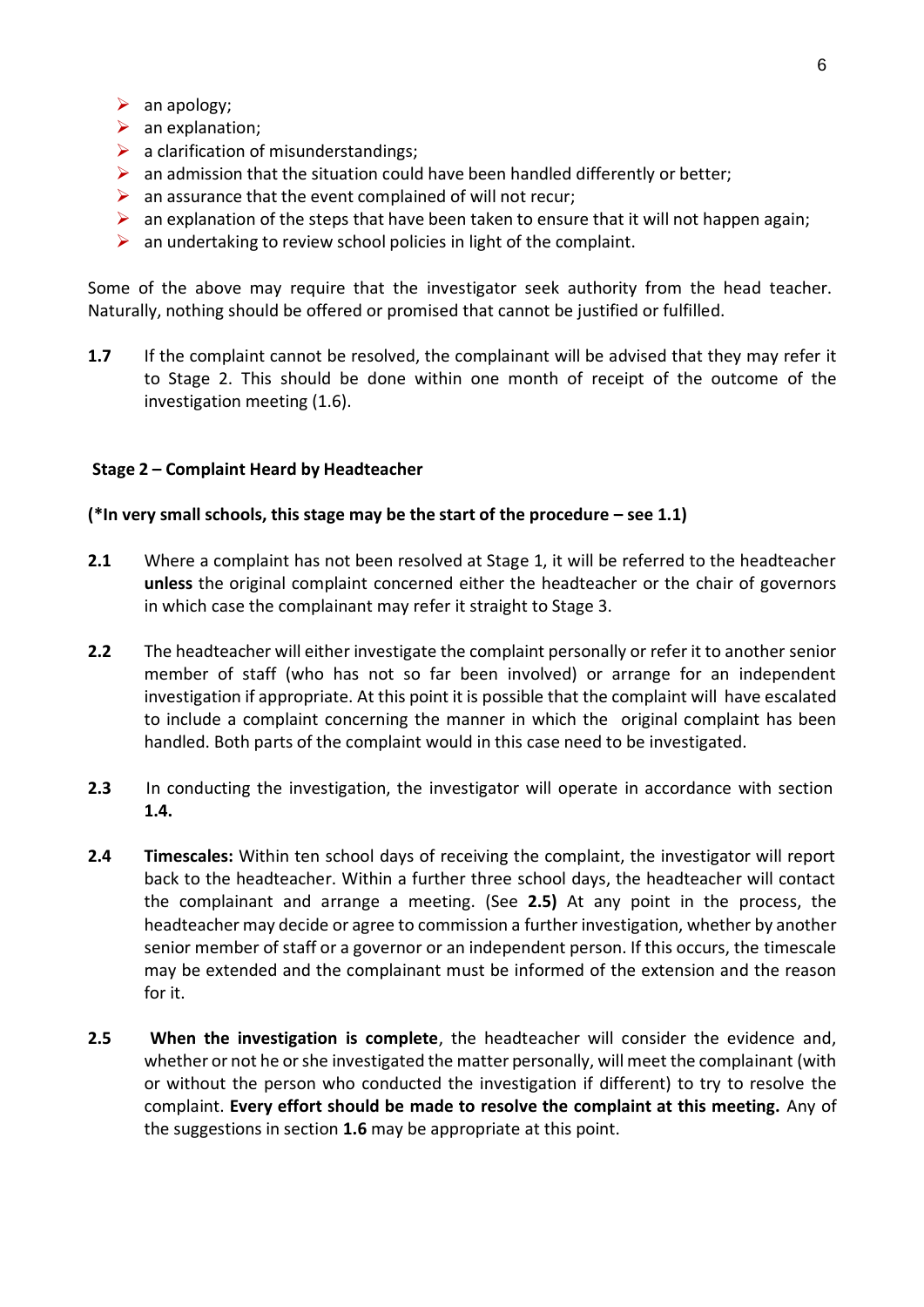- an apology;
- an explanation;
- a clarification of misunderstandings;
- an admission that the situation could have been handled differently or better;
- an assurance that the event complained of will not recur;
- an explanation of the steps that have been taken to ensure that it will not happen again;
- an undertaking to review school policies in light of the complaint.

Some of the above may require that the investigator seek authority from the head teacher. Naturally, nothing should be offered or promised that cannot be justified or fulfilled.

**1.7** If the complaint cannot be resolved, the complainant will be advised that they may refer it to Stage 2. This should be done within one month of receipt of the outcome of the investigation meeting (1.6).

### Stage 2 – Complaint Heard by Headteacher

**(*In very small schools, this stage may be the start of the procedure – see 1.1)**

**2.1** Where a complaint has not been resolved at Stage 1, it will be referred to the headteacher **unless** the original complaint concerned either the headteacher or the chair of governors in which case the complainant may refer it straight to Stage 3.

**2.2** The headteacher will either investigate the complaint personally or refer it to another senior member of staff (who has not so far been involved) or arrange for an independent investigation if appropriate. At this point it is possible that the complaint will have escalated to include a complaint concerning the manner in which the original complaint has been handled. Both parts of the complaint would in this case need to be investigated.

**2.3** In conducting the investigation, the investigator will operate in accordance with section **1.4.**

**2.4** **Timescales:** Within ten school days of receiving the complaint, the investigator will report back to the headteacher. Within a further three school days, the headteacher will contact the complainant and arrange a meeting. (See **2.5)** At any point in the process, the headteacher may decide or agree to commission a further investigation, whether by another senior member of staff or a governor or an independent person. If this occurs, the timescale may be extended and the complainant must be informed of the extension and the reason for it.

**2.5** **When the investigation is complete**, the headteacher will consider the evidence and, whether or not he or she investigated the matter personally, will meet the complainant (with or without the person who conducted the investigation if different) to try to resolve the complaint. **Every effort should be made to resolve the complaint at this meeting.** Any of the suggestions in section **1.6** may be appropriate at this point.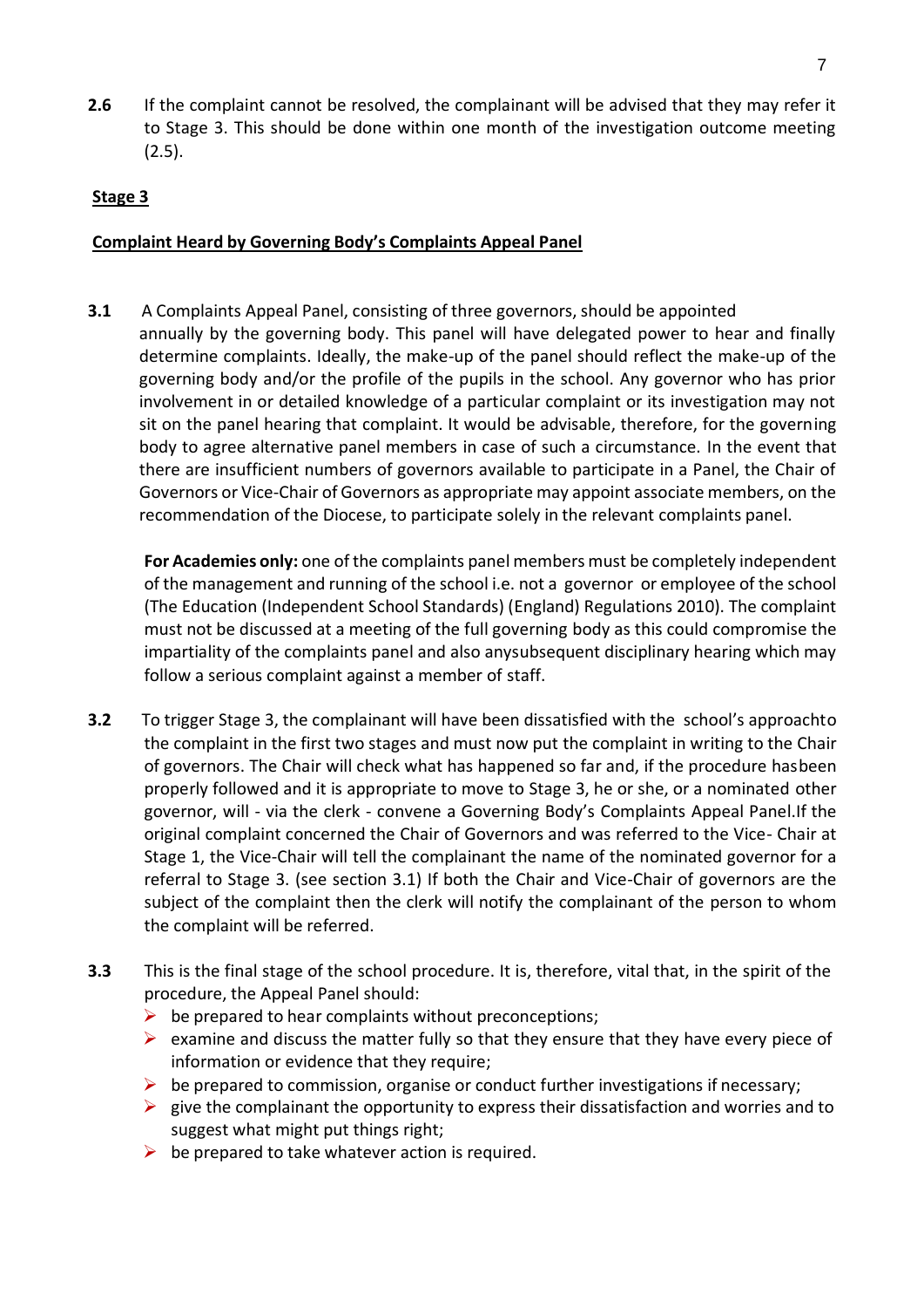**2.6** If the complaint cannot be resolved, the complainant will be advised that they may refer it to Stage 3. This should be done within one month of the investigation outcome meeting (2.5).

## Stage 3

### Complaint Heard by Governing Body's Complaints Appeal Panel

**3.1** A Complaints Appeal Panel, consisting of three governors, should be appointed annually by the governing body. This panel will have delegated power to hear and finally determine complaints. Ideally, the make-up of the panel should reflect the make-up of the governing body and/or the profile of the pupils in the school. Any governor who has prior involvement in or detailed knowledge of a particular complaint or its investigation may not sit on the panel hearing that complaint. It would be advisable, therefore, for the governing body to agree alternative panel members in case of such a circumstance. In the event that there are insufficient numbers of governors available to participate in a Panel, the Chair of Governors or Vice-Chair of Governors as appropriate may appoint associate members, on the recommendation of the Diocese, to participate solely in the relevant complaints panel.

**For Academies only:** one of the complaints panel members must be completely independent of the management and running of the school i.e. not a governor or employee of the school (The Education (Independent School Standards) (England) Regulations 2010). The complaint must not be discussed at a meeting of the full governing body as this could compromise the impartiality of the complaints panel and also anysubsequent disciplinary hearing which may follow a serious complaint against a member of staff.

**3.2** To trigger Stage 3, the complainant will have been dissatisfied with the school's approachto the complaint in the first two stages and must now put the complaint in writing to the Chair of governors. The Chair will check what has happened so far and, if the procedure hasbeen properly followed and it is appropriate to move to Stage 3, he or she, or a nominated other governor, will - via the clerk - convene a Governing Body's Complaints Appeal Panel.If the original complaint concerned the Chair of Governors and was referred to the Vice- Chair at Stage 1, the Vice-Chair will tell the complainant the name of the nominated governor for a referral to Stage 3. (see section 3.1) If both the Chair and Vice-Chair of governors are the subject of the complaint then the clerk will notify the complainant of the person to whom the complaint will be referred.

**3.3** This is the final stage of the school procedure. It is, therefore, vital that, in the spirit of the procedure, the Appeal Panel should:

- be prepared to hear complaints without preconceptions;
- examine and discuss the matter fully so that they ensure that they have every piece of information or evidence that they require;
- be prepared to commission, organise or conduct further investigations if necessary;
- give the complainant the opportunity to express their dissatisfaction and worries and to suggest what might put things right;
- be prepared to take whatever action is required.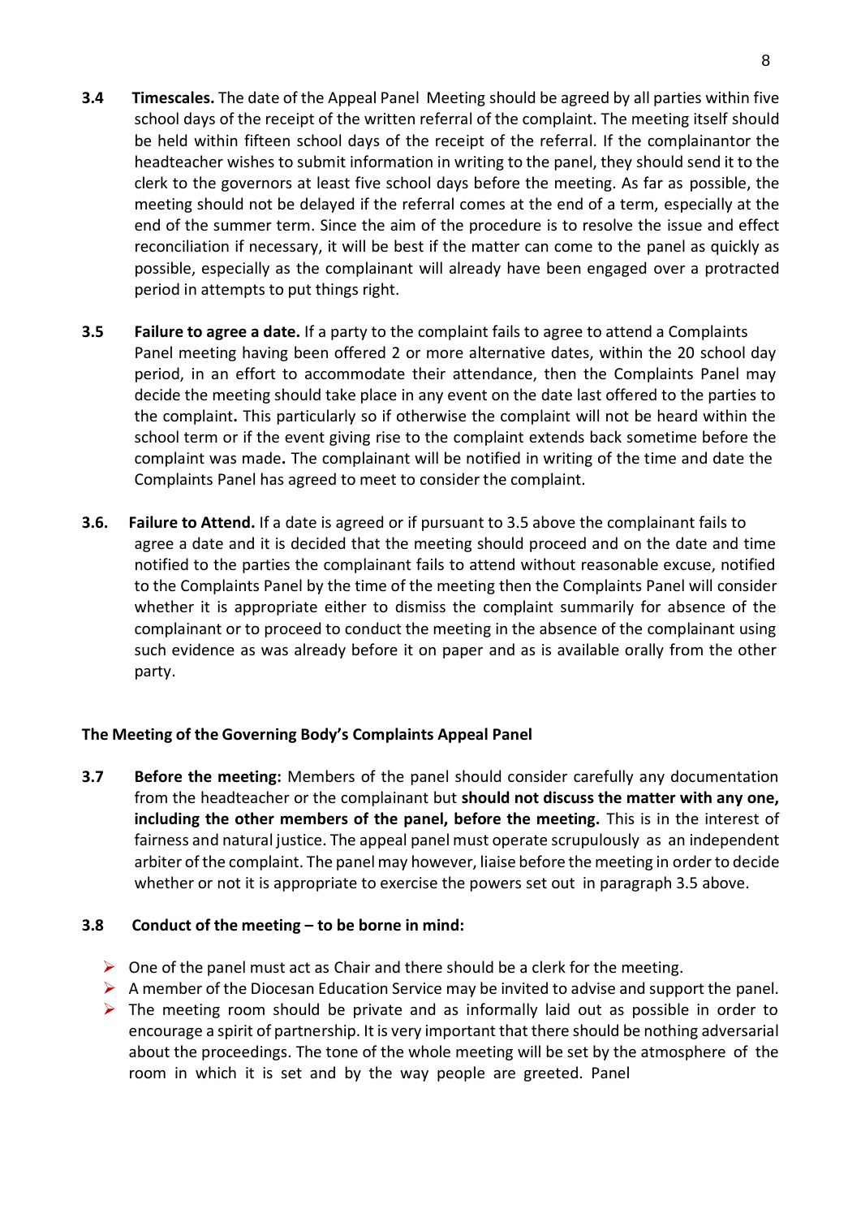**3.4 Timescales.** The date of the Appeal Panel Meeting should be agreed by all parties within five school days of the receipt of the written referral of the complaint. The meeting itself should be held within fifteen school days of the receipt of the referral. If the complainantor the headteacher wishes to submit information in writing to the panel, they should send it to the clerk to the governors at least five school days before the meeting. As far as possible, the meeting should not be delayed if the referral comes at the end of a term, especially at the end of the summer term. Since the aim of the procedure is to resolve the issue and effect reconciliation if necessary, it will be best if the matter can come to the panel as quickly as possible, especially as the complainant will already have been engaged over a protracted period in attempts to put things right.

**3.5 Failure to agree a date.** If a party to the complaint fails to agree to attend a Complaints Panel meeting having been offered 2 or more alternative dates, within the 20 school day period, in an effort to accommodate their attendance, then the Complaints Panel may decide the meeting should take place in any event on the date last offered to the parties to the complaint**.** This particularly so if otherwise the complaint will not be heard within the school term or if the event giving rise to the complaint extends back sometime before the complaint was made**.** The complainant will be notified in writing of the time and date the Complaints Panel has agreed to meet to consider the complaint.

**3.6. Failure to Attend.** If a date is agreed or if pursuant to 3.5 above the complainant fails to agree a date and it is decided that the meeting should proceed and on the date and time notified to the parties the complainant fails to attend without reasonable excuse, notified to the Complaints Panel by the time of the meeting then the Complaints Panel will consider whether it is appropriate either to dismiss the complaint summarily for absence of the complainant or to proceed to conduct the meeting in the absence of the complainant using such evidence as was already before it on paper and as is available orally from the other party.

**The Meeting of the Governing Body's Complaints Appeal Panel**

**3.7 Before the meeting:** Members of the panel should consider carefully any documentation from the headteacher or the complainant but **should not discuss the matter with any one, including the other members of the panel, before the meeting.** This is in the interest of fairness and natural justice. The appeal panel must operate scrupulously as an independent arbiter of the complaint. The panel may however, liaise before the meeting in order to decide whether or not it is appropriate to exercise the powers set out in paragraph 3.5 above.

**3.8 Conduct of the meeting – to be borne in mind:**

- One of the panel must act as Chair and there should be a clerk for the meeting.
- A member of the Diocesan Education Service may be invited to advise and support the panel.
- The meeting room should be private and as informally laid out as possible in order to encourage a spirit of partnership. It is very important that there should be nothing adversarial about the proceedings. The tone of the whole meeting will be set by the atmosphere of the room in which it is set and by the way people are greeted. Panel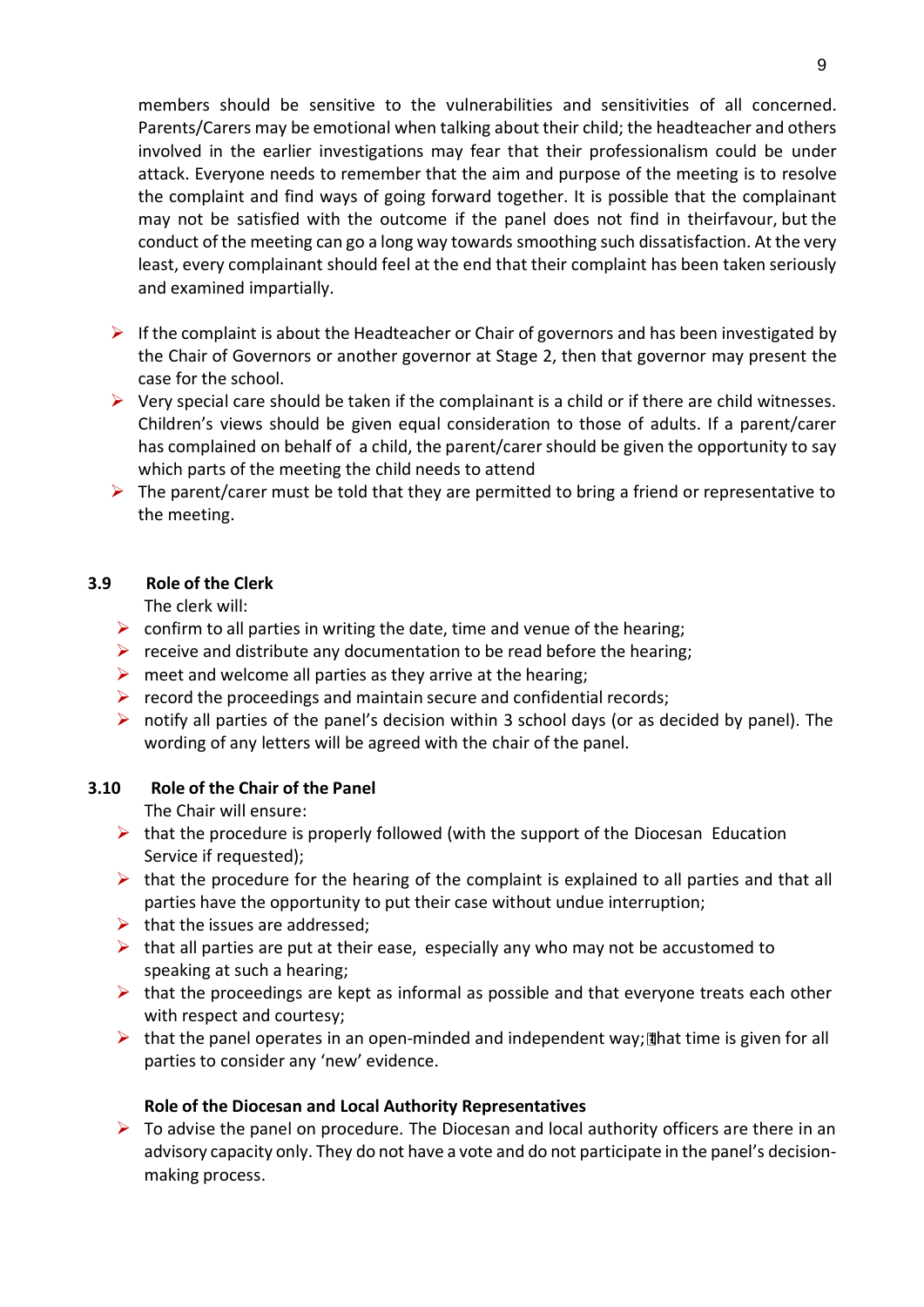members should be sensitive to the vulnerabilities and sensitivities of all concerned. Parents/Carers may be emotional when talking about their child; the headteacher and others involved in the earlier investigations may fear that their professionalism could be under attack. Everyone needs to remember that the aim and purpose of the meeting is to resolve the complaint and find ways of going forward together. It is possible that the complainant may not be satisfied with the outcome if the panel does not find in theirfavour, but the conduct of the meeting can go a long way towards smoothing such dissatisfaction. At the very least, every complainant should feel at the end that their complaint has been taken seriously and examined impartially.

- If the complaint is about the Headteacher or Chair of governors and has been investigated by the Chair of Governors or another governor at Stage 2, then that governor may present the case for the school.
- Very special care should be taken if the complainant is a child or if there are child witnesses. Children's views should be given equal consideration to those of adults. If a parent/carer has complained on behalf of a child, the parent/carer should be given the opportunity to say which parts of the meeting the child needs to attend
- The parent/carer must be told that they are permitted to bring a friend or representative to the meeting.

### 3.9 Role of the Clerk

The clerk will:

- confirm to all parties in writing the date, time and venue of the hearing;
- receive and distribute any documentation to be read before the hearing;
- meet and welcome all parties as they arrive at the hearing;
- record the proceedings and maintain secure and confidential records;
- notify all parties of the panel's decision within 3 school days (or as decided by panel). The wording of any letters will be agreed with the chair of the panel.

### 3.10 Role of the Chair of the Panel

The Chair will ensure:

- that the procedure is properly followed (with the support of the Diocesan Education Service if requested);
- that the procedure for the hearing of the complaint is explained to all parties and that all parties have the opportunity to put their case without undue interruption;
- that the issues are addressed;
- that all parties are put at their ease, especially any who may not be accustomed to speaking at such a hearing;
- that the proceedings are kept as informal as possible and that everyone treats each other with respect and courtesy;
- that the panel operates in an open-minded and independent way; that time is given for all parties to consider any 'new' evidence.

**Role of the Diocesan and Local Authority Representatives**

- To advise the panel on procedure. The Diocesan and local authority officers are there in an advisory capacity only. They do not have a vote and do not participate in the panel's decision-making process.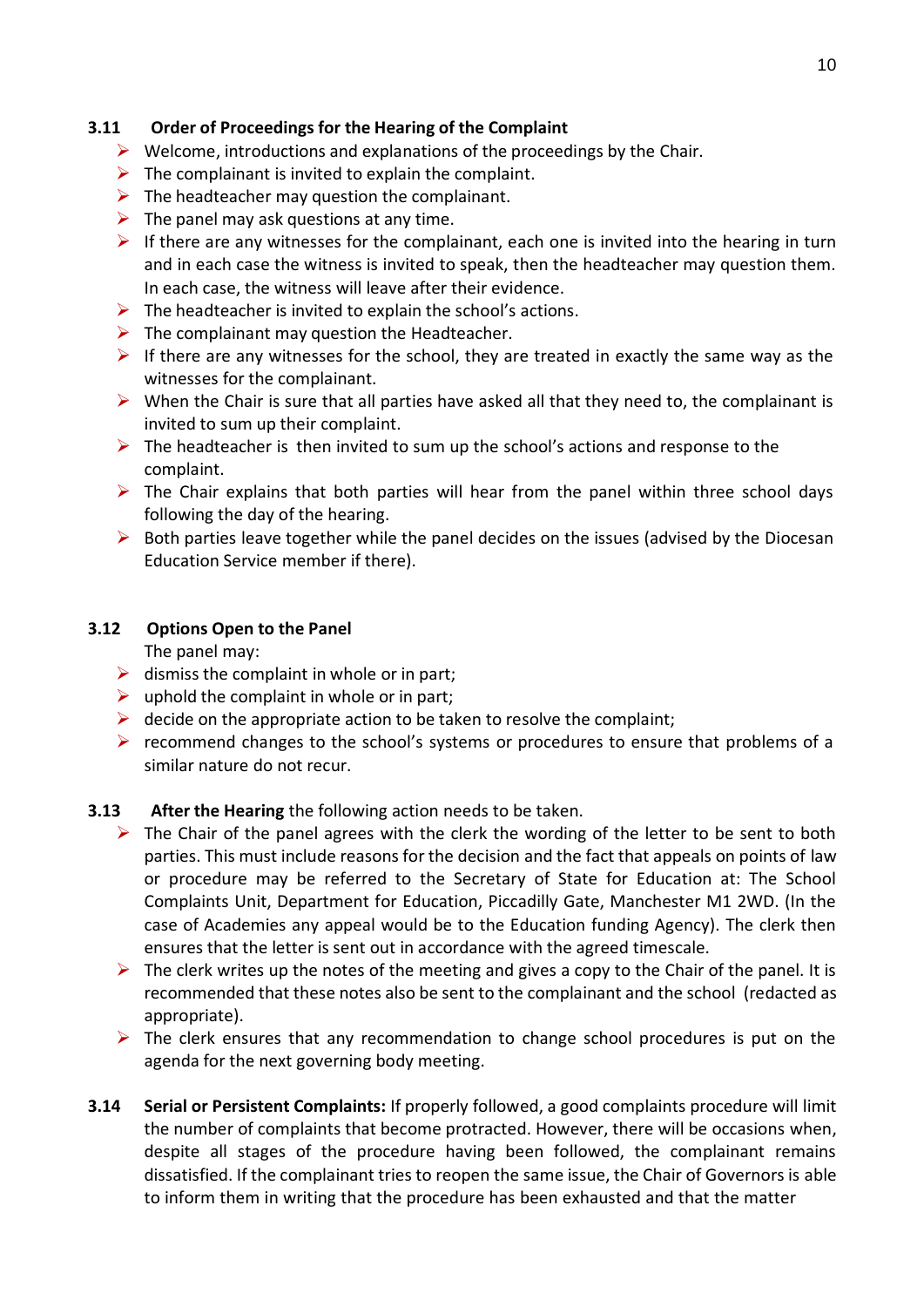### 3.11 Order of Proceedings for the Hearing of the Complaint

- Welcome, introductions and explanations of the proceedings by the Chair.
- The complainant is invited to explain the complaint.
- The headteacher may question the complainant.
- The panel may ask questions at any time.
- If there are any witnesses for the complainant, each one is invited into the hearing in turn and in each case the witness is invited to speak, then the headteacher may question them. In each case, the witness will leave after their evidence.
- The headteacher is invited to explain the school's actions.
- The complainant may question the Headteacher.
- If there are any witnesses for the school, they are treated in exactly the same way as the witnesses for the complainant.
- When the Chair is sure that all parties have asked all that they need to, the complainant is invited to sum up their complaint.
- The headteacher is then invited to sum up the school's actions and response to the complaint.
- The Chair explains that both parties will hear from the panel within three school days following the day of the hearing.
- Both parties leave together while the panel decides on the issues (advised by the Diocesan Education Service member if there).

### 3.12 Options Open to the Panel

The panel may:

- dismiss the complaint in whole or in part;
- uphold the complaint in whole or in part;
- decide on the appropriate action to be taken to resolve the complaint;
- recommend changes to the school's systems or procedures to ensure that problems of a similar nature do not recur.

**3.13 After the Hearing** the following action needs to be taken.

- The Chair of the panel agrees with the clerk the wording of the letter to be sent to both parties. This must include reasons for the decision and the fact that appeals on points of law or procedure may be referred to the Secretary of State for Education at: The School Complaints Unit, Department for Education, Piccadilly Gate, Manchester M1 2WD. (In the case of Academies any appeal would be to the Education funding Agency). The clerk then ensures that the letter is sent out in accordance with the agreed timescale.
- The clerk writes up the notes of the meeting and gives a copy to the Chair of the panel. It is recommended that these notes also be sent to the complainant and the school (redacted as appropriate).
- The clerk ensures that any recommendation to change school procedures is put on the agenda for the next governing body meeting.

**3.14 Serial or Persistent Complaints:** If properly followed, a good complaints procedure will limit the number of complaints that become protracted. However, there will be occasions when, despite all stages of the procedure having been followed, the complainant remains dissatisfied. If the complainant tries to reopen the same issue, the Chair of Governors is able to inform them in writing that the procedure has been exhausted and that the matter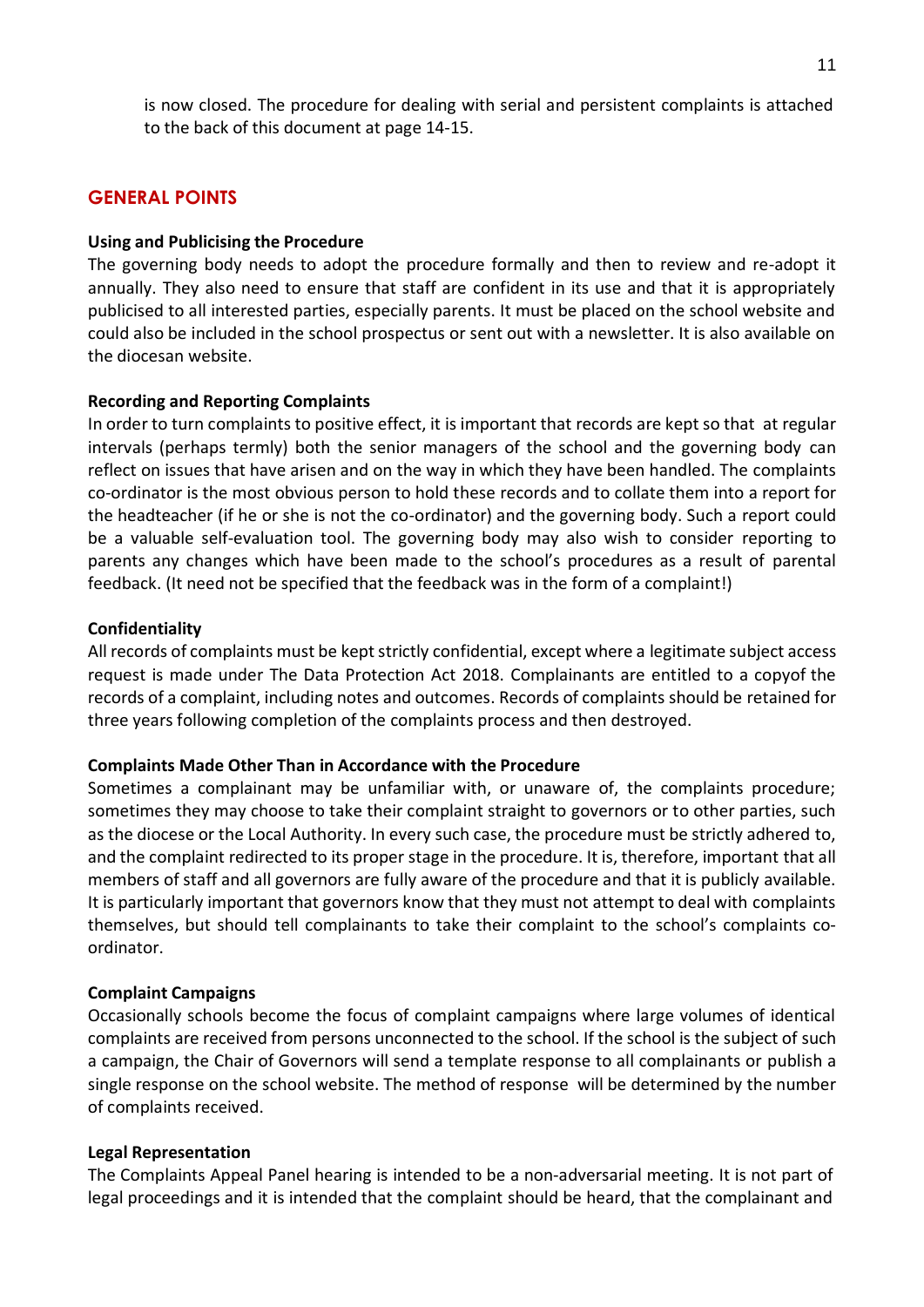is now closed. The procedure for dealing with serial and persistent complaints is attached to the back of this document at page 14-15.

## GENERAL POINTS

**Using and Publicising the Procedure**

The governing body needs to adopt the procedure formally and then to review and re-adopt it annually. They also need to ensure that staff are confident in its use and that it is appropriately publicised to all interested parties, especially parents. It must be placed on the school website and could also be included in the school prospectus or sent out with a newsletter. It is also available on the diocesan website.

**Recording and Reporting Complaints**

In order to turn complaints to positive effect, it is important that records are kept so that at regular intervals (perhaps termly) both the senior managers of the school and the governing body can reflect on issues that have arisen and on the way in which they have been handled. The complaints co-ordinator is the most obvious person to hold these records and to collate them into a report for the headteacher (if he or she is not the co-ordinator) and the governing body. Such a report could be a valuable self-evaluation tool. The governing body may also wish to consider reporting to parents any changes which have been made to the school's procedures as a result of parental feedback. (It need not be specified that the feedback was in the form of a complaint!)

**Confidentiality**

All records of complaints must be kept strictly confidential, except where a legitimate subject access request is made under The Data Protection Act 2018. Complainants are entitled to a copyof the records of a complaint, including notes and outcomes. Records of complaints should be retained for three years following completion of the complaints process and then destroyed.

**Complaints Made Other Than in Accordance with the Procedure**

Sometimes a complainant may be unfamiliar with, or unaware of, the complaints procedure; sometimes they may choose to take their complaint straight to governors or to other parties, such as the diocese or the Local Authority. In every such case, the procedure must be strictly adhered to, and the complaint redirected to its proper stage in the procedure. It is, therefore, important that all members of staff and all governors are fully aware of the procedure and that it is publicly available. It is particularly important that governors know that they must not attempt to deal with complaints themselves, but should tell complainants to take their complaint to the school's complaints co-ordinator.

**Complaint Campaigns**

Occasionally schools become the focus of complaint campaigns where large volumes of identical complaints are received from persons unconnected to the school. If the school is the subject of such a campaign, the Chair of Governors will send a template response to all complainants or publish a single response on the school website. The method of response will be determined by the number of complaints received.

**Legal Representation**

The Complaints Appeal Panel hearing is intended to be a non-adversarial meeting. It is not part of legal proceedings and it is intended that the complaint should be heard, that the complainant and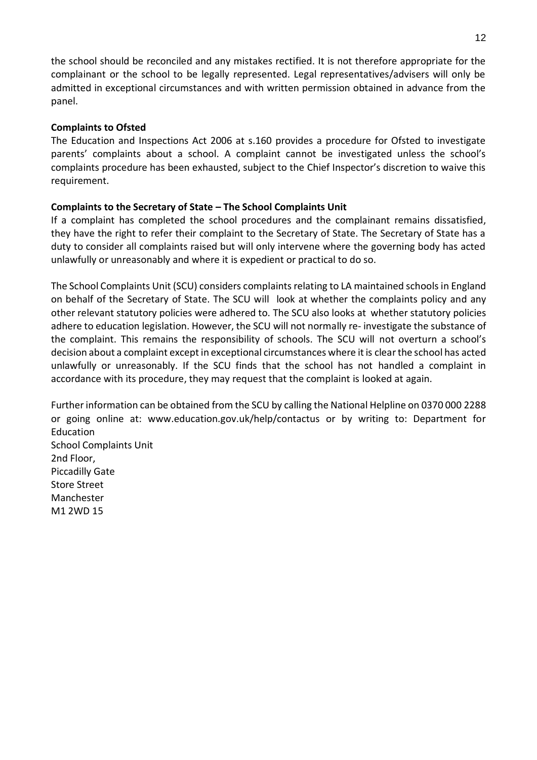the school should be reconciled and any mistakes rectified. It is not therefore appropriate for the complainant or the school to be legally represented. Legal representatives/advisers will only be admitted in exceptional circumstances and with written permission obtained in advance from the panel.

**Complaints to Ofsted**

The Education and Inspections Act 2006 at s.160 provides a procedure for Ofsted to investigate parents' complaints about a school. A complaint cannot be investigated unless the school's complaints procedure has been exhausted, subject to the Chief Inspector's discretion to waive this requirement.

**Complaints to the Secretary of State – The School Complaints Unit**

If a complaint has completed the school procedures and the complainant remains dissatisfied, they have the right to refer their complaint to the Secretary of State. The Secretary of State has a duty to consider all complaints raised but will only intervene where the governing body has acted unlawfully or unreasonably and where it is expedient or practical to do so.

The School Complaints Unit (SCU) considers complaints relating to LA maintained schools in England on behalf of the Secretary of State. The SCU will look at whether the complaints policy and any other relevant statutory policies were adhered to. The SCU also looks at whether statutory policies adhere to education legislation. However, the SCU will not normally re- investigate the substance of the complaint. This remains the responsibility of schools. The SCU will not overturn a school's decision about a complaint except in exceptional circumstances where it is clear the school has acted unlawfully or unreasonably. If the SCU finds that the school has not handled a complaint in accordance with its procedure, they may request that the complaint is looked at again.

Further information can be obtained from the SCU by calling the National Helpline on 0370 000 2288 or going online at: www.education.gov.uk/help/contactus or by writing to: Department for Education
School Complaints Unit
2nd Floor,
Piccadilly Gate
Store Street
Manchester
M1 2WD 15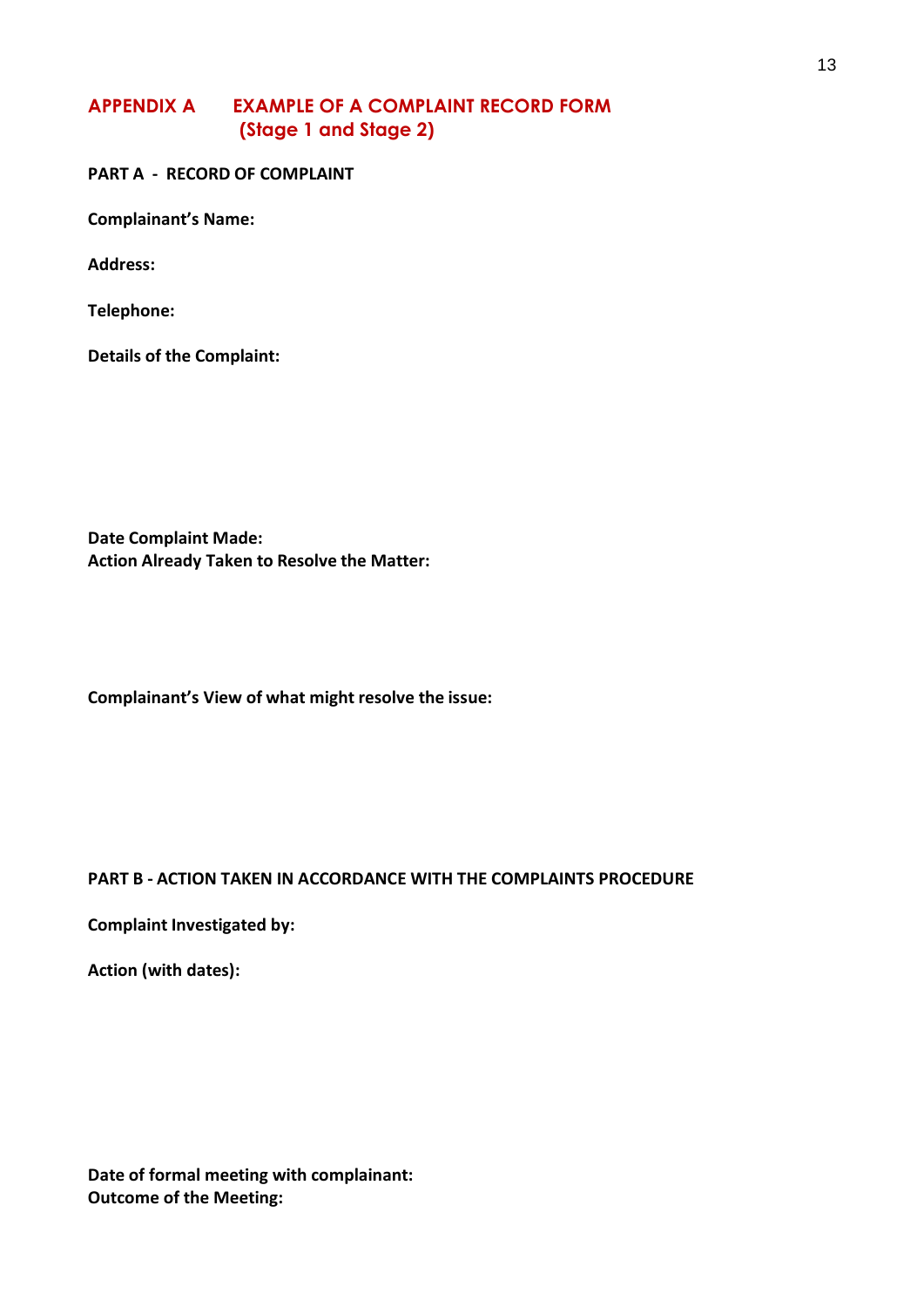## APPENDIX A EXAMPLE OF A COMPLAINT RECORD FORM (Stage 1 and Stage 2)

**PART A - RECORD OF COMPLAINT**

**Complainant's Name:**

**Address:**

**Telephone:**

**Details of the Complaint:**

**Date Complaint Made:**
**Action Already Taken to Resolve the Matter:**

**Complainant's View of what might resolve the issue:**

**PART B - ACTION TAKEN IN ACCORDANCE WITH THE COMPLAINTS PROCEDURE**

**Complaint Investigated by:**

**Action (with dates):**

**Date of formal meeting with complainant:**
**Outcome of the Meeting:**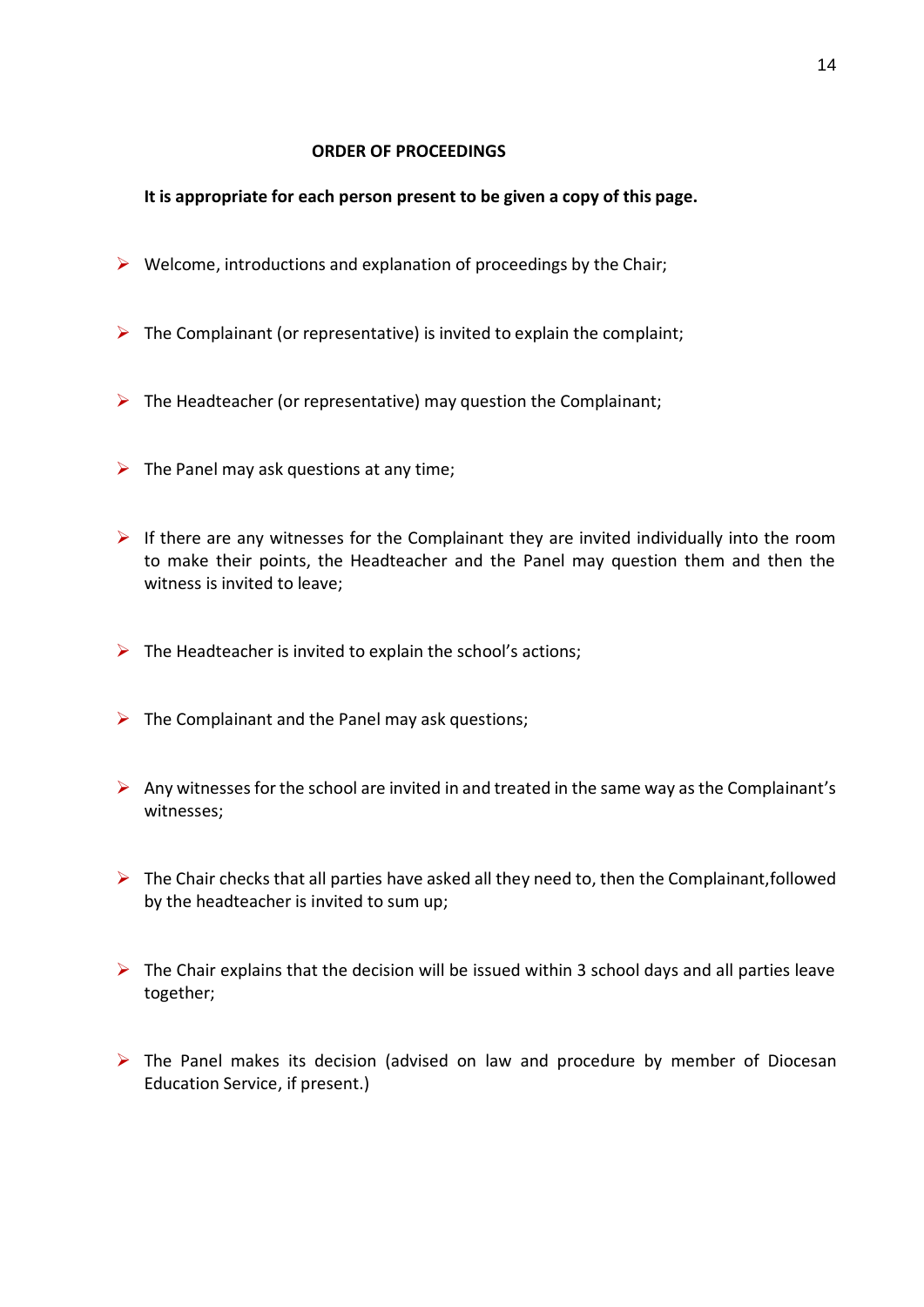## ORDER OF PROCEEDINGS

**It is appropriate for each person present to be given a copy of this page.**

- Welcome, introductions and explanation of proceedings by the Chair;
- The Complainant (or representative) is invited to explain the complaint;
- The Headteacher (or representative) may question the Complainant;
- The Panel may ask questions at any time;
- If there are any witnesses for the Complainant they are invited individually into the room to make their points, the Headteacher and the Panel may question them and then the witness is invited to leave;
- The Headteacher is invited to explain the school's actions;
- The Complainant and the Panel may ask questions;
- Any witnesses for the school are invited in and treated in the same way as the Complainant's witnesses;
- The Chair checks that all parties have asked all they need to, then the Complainant,followed by the headteacher is invited to sum up;
- The Chair explains that the decision will be issued within 3 school days and all parties leave together;
- The Panel makes its decision (advised on law and procedure by member of Diocesan Education Service, if present.)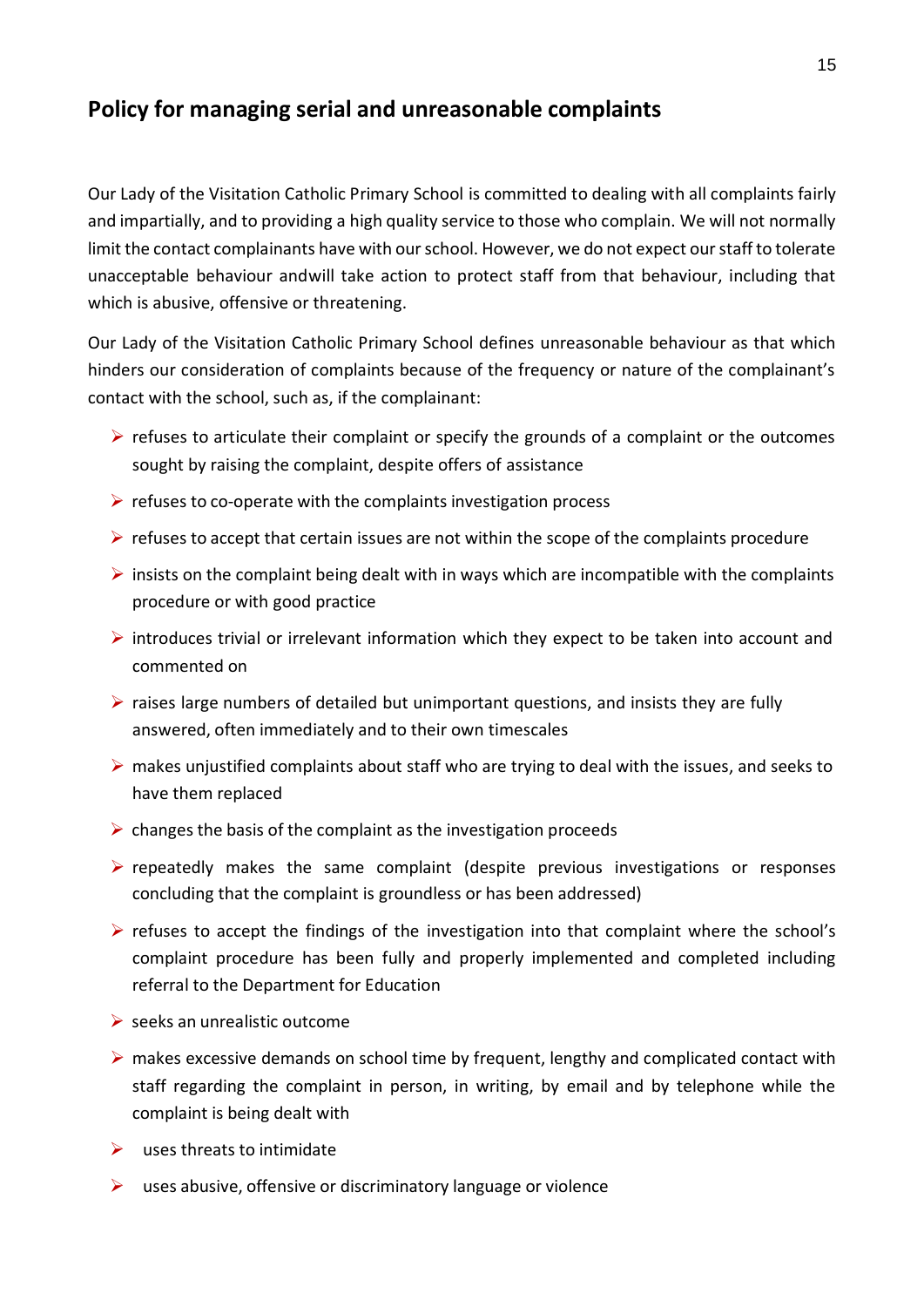## Policy for managing serial and unreasonable complaints

Our Lady of the Visitation Catholic Primary School is committed to dealing with all complaints fairly and impartially, and to providing a high quality service to those who complain. We will not normally limit the contact complainants have with our school. However, we do not expect our staff to tolerate unacceptable behaviour andwill take action to protect staff from that behaviour, including that which is abusive, offensive or threatening.

Our Lady of the Visitation Catholic Primary School defines unreasonable behaviour as that which hinders our consideration of complaints because of the frequency or nature of the complainant's contact with the school, such as, if the complainant:

- refuses to articulate their complaint or specify the grounds of a complaint or the outcomes sought by raising the complaint, despite offers of assistance
- refuses to co-operate with the complaints investigation process
- refuses to accept that certain issues are not within the scope of the complaints procedure
- insists on the complaint being dealt with in ways which are incompatible with the complaints procedure or with good practice
- introduces trivial or irrelevant information which they expect to be taken into account and commented on
- raises large numbers of detailed but unimportant questions, and insists they are fully answered, often immediately and to their own timescales
- makes unjustified complaints about staff who are trying to deal with the issues, and seeks to have them replaced
- changes the basis of the complaint as the investigation proceeds
- repeatedly makes the same complaint (despite previous investigations or responses concluding that the complaint is groundless or has been addressed)
- refuses to accept the findings of the investigation into that complaint where the school's complaint procedure has been fully and properly implemented and completed including referral to the Department for Education
- seeks an unrealistic outcome
- makes excessive demands on school time by frequent, lengthy and complicated contact with staff regarding the complaint in person, in writing, by email and by telephone while the complaint is being dealt with
- uses threats to intimidate
- uses abusive, offensive or discriminatory language or violence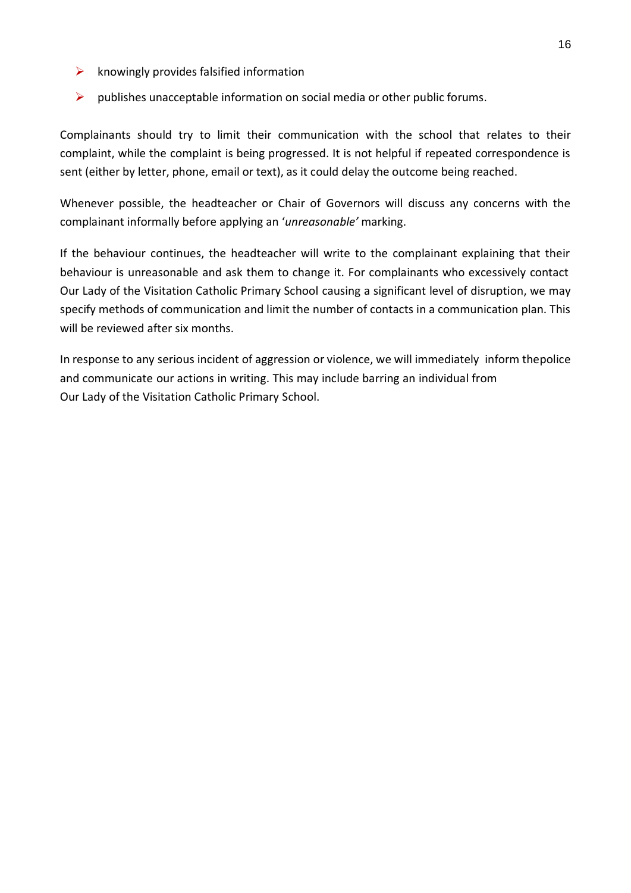- knowingly provides falsified information
- publishes unacceptable information on social media or other public forums.

Complainants should try to limit their communication with the school that relates to their complaint, while the complaint is being progressed. It is not helpful if repeated correspondence is sent (either by letter, phone, email or text), as it could delay the outcome being reached.

Whenever possible, the headteacher or Chair of Governors will discuss any concerns with the complainant informally before applying an '*unreasonable'* marking.

If the behaviour continues, the headteacher will write to the complainant explaining that their behaviour is unreasonable and ask them to change it. For complainants who excessively contact Our Lady of the Visitation Catholic Primary School causing a significant level of disruption, we may specify methods of communication and limit the number of contacts in a communication plan. This will be reviewed after six months.

In response to any serious incident of aggression or violence, we will immediately inform thepolice and communicate our actions in writing. This may include barring an individual from Our Lady of the Visitation Catholic Primary School.